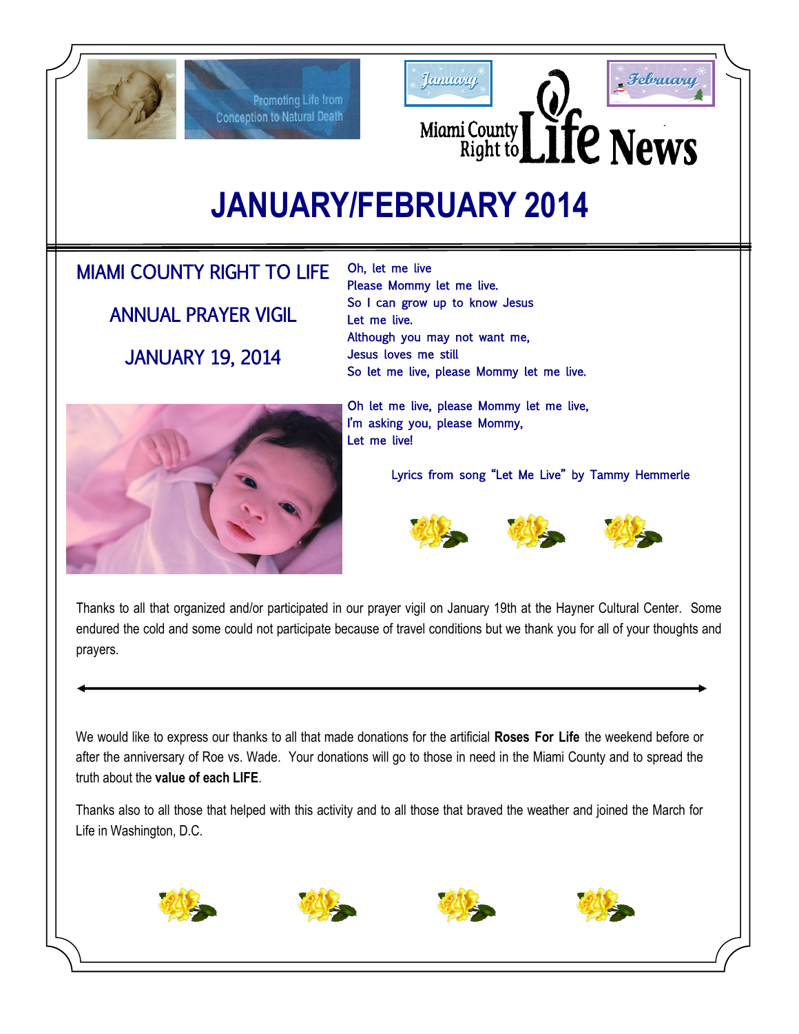Promoting Life from Conception to Natural Death

January February

Miami County Right to Life News

# JANUARY/FEBRUARY 2014

## MIAMI COUNTY RIGHT TO LIFE

## ANNUAL PRAYER VIGIL

## JANUARY 19, 2014

Oh, let me live
Please Mommy let me live.
So I can grow up to know Jesus
Let me live.
Although you may not want me,
Jesus loves me still
So let me live, please Mommy let me live.

Oh let me live, please Mommy let me live,
I'm asking you, please Mommy,
Let me live!

Lyrics from song "Let Me Live" by Tammy Hemmerle

Thanks to all that organized and/or participated in our prayer vigil on January 19th at the Hayner Cultural Center. Some endured the cold and some could not participate because of travel conditions but we thank you for all of your thoughts and prayers.

---

We would like to express our thanks to all that made donations for the artificial **Roses For Life** the weekend before or after the anniversary of Roe vs. Wade. Your donations will go to those in need in the Miami County and to spread the truth about the **value of each LIFE**.

Thanks also to all those that helped with this activity and to all those that braved the weather and joined the March for Life in Washington, D.C.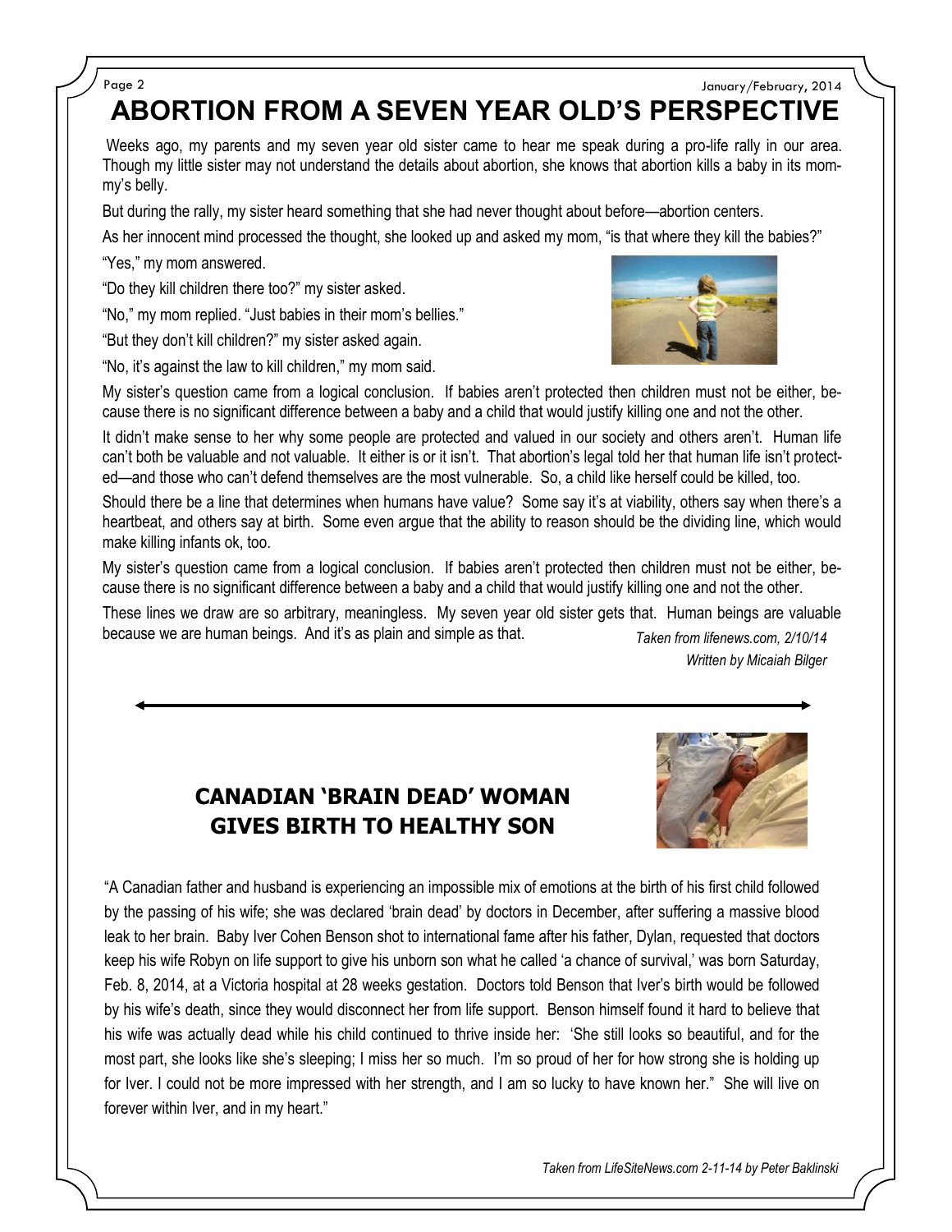# ABORTION FROM A SEVEN YEAR OLD'S PERSPECTIVE

Weeks ago, my parents and my seven year old sister came to hear me speak during a pro-life rally in our area. Though my little sister may not understand the details about abortion, she knows that abortion kills a baby in its mommy's belly.

But during the rally, my sister heard something that she had never thought about before—abortion centers.

As her innocent mind processed the thought, she looked up and asked my mom, "is that where they kill the babies?"

"Yes," my mom answered.

"Do they kill children there too?" my sister asked.

"No," my mom replied. "Just babies in their mom's bellies."

"But they don't kill children?" my sister asked again.

"No, it's against the law to kill children," my mom said.

My sister's question came from a logical conclusion. If babies aren't protected then children must not be either, because there is no significant difference between a baby and a child that would justify killing one and not the other.

It didn't make sense to her why some people are protected and valued in our society and others aren't. Human life can't both be valuable and not valuable. It either is or it isn't. That abortion's legal told her that human life isn't protected—and those who can't defend themselves are the most vulnerable. So, a child like herself could be killed, too.

Should there be a line that determines when humans have value? Some say it's at viability, others say when there's a heartbeat, and others say at birth. Some even argue that the ability to reason should be the dividing line, which would make killing infants ok, too.

My sister's question came from a logical conclusion. If babies aren't protected then children must not be either, because there is no significant difference between a baby and a child that would justify killing one and not the other.

These lines we draw are so arbitrary, meaningless. My seven year old sister gets that. Human beings are valuable because we are human beings. And it's as plain and simple as that.

*Taken from lifenews.com, 2/10/14*
*Written by Micaiah Bilger*

---

## CANADIAN 'BRAIN DEAD' WOMAN GIVES BIRTH TO HEALTHY SON

"A Canadian father and husband is experiencing an impossible mix of emotions at the birth of his first child followed by the passing of his wife; she was declared 'brain dead' by doctors in December, after suffering a massive blood leak to her brain. Baby Iver Cohen Benson shot to international fame after his father, Dylan, requested that doctors keep his wife Robyn on life support to give his unborn son what he called 'a chance of survival,' was born Saturday, Feb. 8, 2014, at a Victoria hospital at 28 weeks gestation. Doctors told Benson that Iver's birth would be followed by his wife's death, since they would disconnect her from life support. Benson himself found it hard to believe that his wife was actually dead while his child continued to thrive inside her: 'She still looks so beautiful, and for the most part, she looks like she's sleeping; I miss her so much. I'm so proud of her for how strong she is holding up for Iver. I could not be more impressed with her strength, and I am so lucky to have known her." She will live on forever within Iver, and in my heart."

*Taken from LifeSiteNews.com 2-11-14 by Peter Baklinski*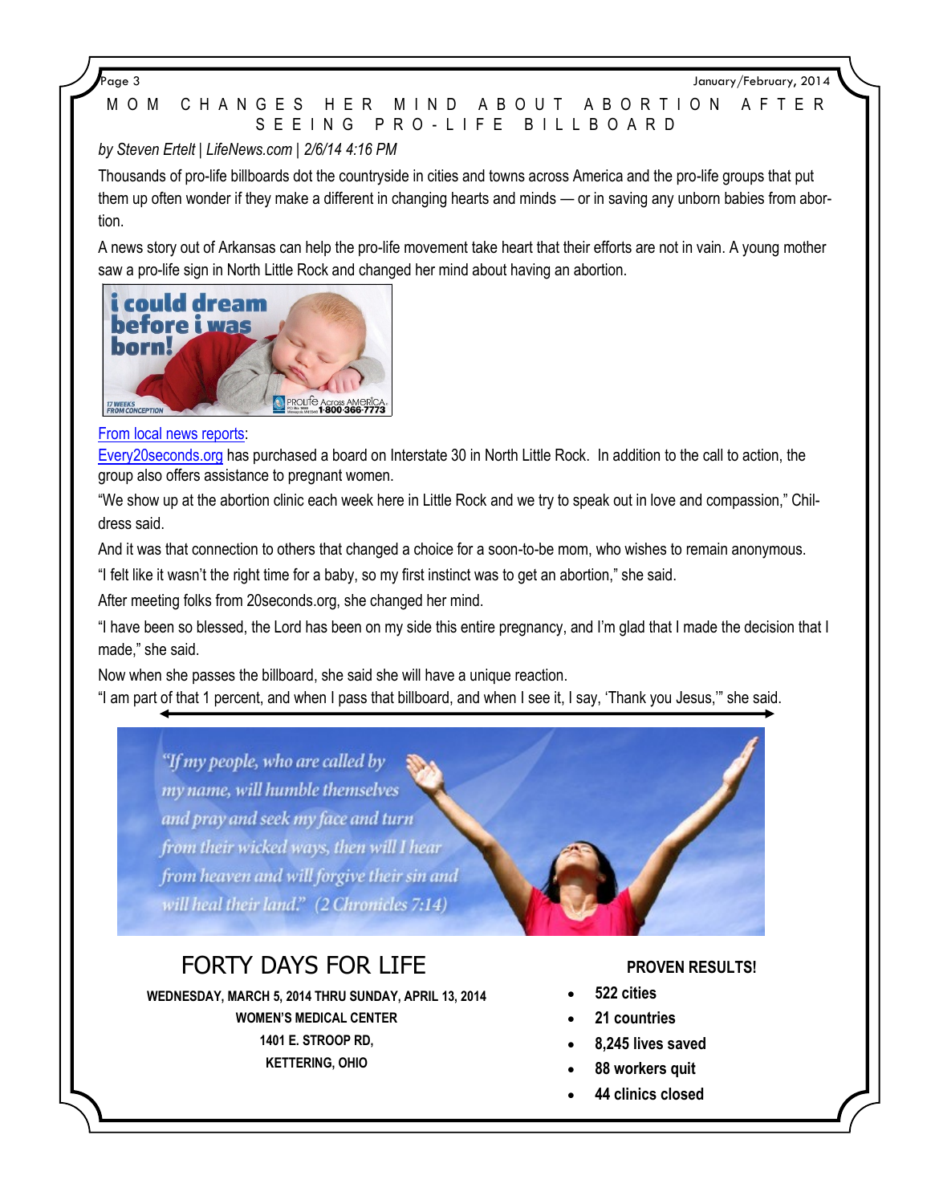# MOM CHANGES HER MIND ABOUT ABORTION AFTER SEEING PRO-LIFE BILLBOARD

*by Steven Ertelt | LifeNews.com | 2/6/14 4:16 PM*

Thousands of pro-life billboards dot the countryside in cities and towns across America and the pro-life groups that put them up often wonder if they make a different in changing hearts and minds — or in saving any unborn babies from abortion.

A news story out of Arkansas can help the pro-life movement take heart that their efforts are not in vain. A young mother saw a pro-life sign in North Little Rock and changed her mind about having an abortion.

i could dream before i was born!

17 WEEKS FROM CONCEPTION

PROLIFE Across AMERICA 1-800-366-7773

From local news reports:

Every20seconds.org has purchased a board on Interstate 30 in North Little Rock. In addition to the call to action, the group also offers assistance to pregnant women.

"We show up at the abortion clinic each week here in Little Rock and we try to speak out in love and compassion," Childress said.

And it was that connection to others that changed a choice for a soon-to-be mom, who wishes to remain anonymous.

"I felt like it wasn't the right time for a baby, so my first instinct was to get an abortion," she said.

After meeting folks from 20seconds.org, she changed her mind.

"I have been so blessed, the Lord has been on my side this entire pregnancy, and I'm glad that I made the decision that I made," she said.

Now when she passes the billboard, she said she will have a unique reaction.

"I am part of that 1 percent, and when I pass that billboard, and when I see it, I say, 'Thank you Jesus,'" she said.

*"If my people, who are called by my name, will humble themselves and pray and seek my face and turn from their wicked ways, then will I hear from heaven and will forgive their sin and will heal their land." (2 Chronicles 7:14)*

## FORTY DAYS FOR LIFE

**WEDNESDAY, MARCH 5, 2014 THRU SUNDAY, APRIL 13, 2014**
**WOMEN'S MEDICAL CENTER**
**1401 E. STROOP RD,**
**KETTERING, OHIO**

**PROVEN RESULTS!**

- **522 cities**
- **21 countries**
- **8,245 lives saved**
- **88 workers quit**
- **44 clinics closed**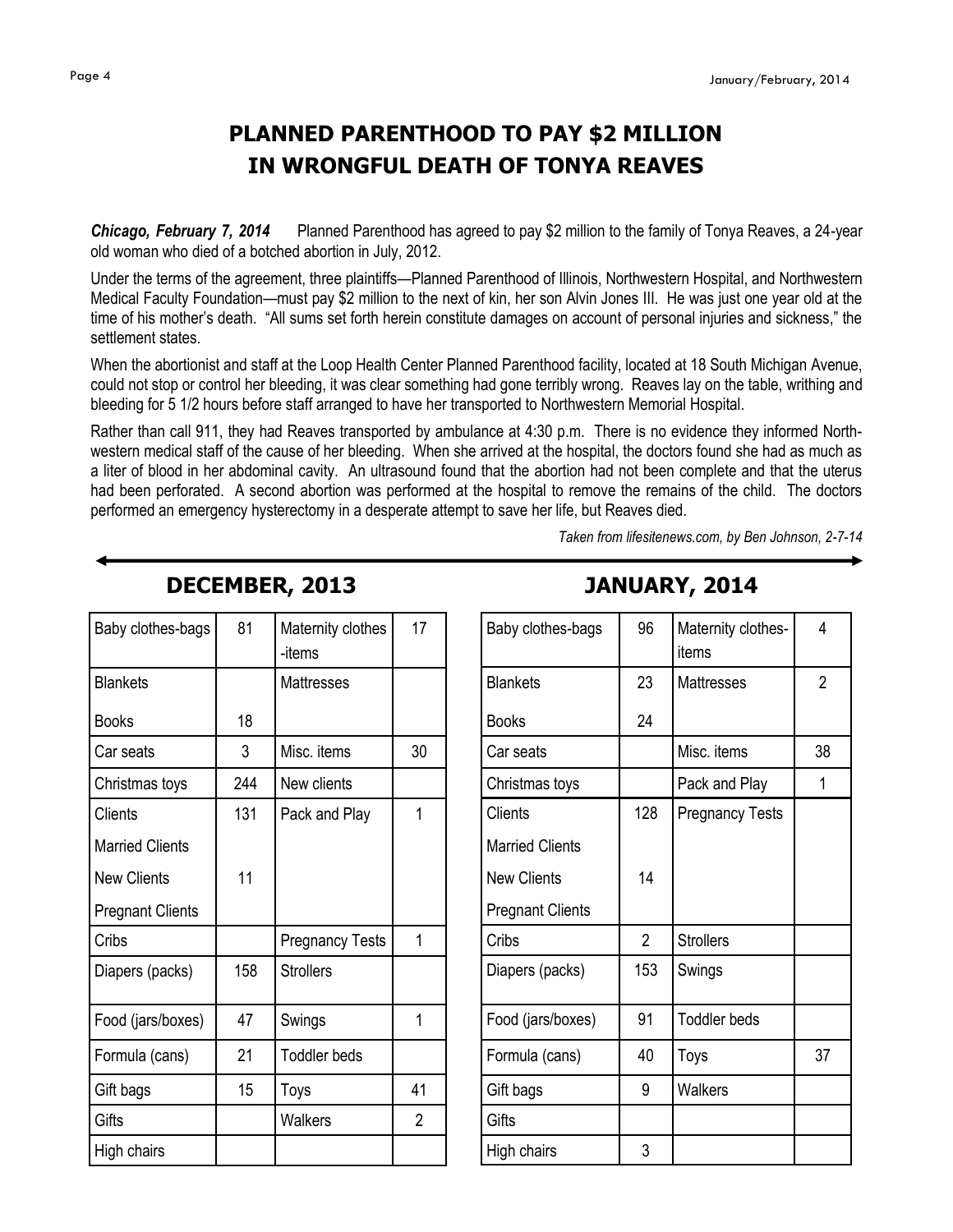# PLANNED PARENTHOOD TO PAY $2 MILLION IN WRONGFUL DEATH OF TONYA REAVES

***Chicago, February 7, 2014*** Planned Parenthood has agreed to pay $2 million to the family of Tonya Reaves, a 24-year old woman who died of a botched abortion in July, 2012.

Under the terms of the agreement, three plaintiffs—Planned Parenthood of Illinois, Northwestern Hospital, and Northwestern Medical Faculty Foundation—must pay $2 million to the next of kin, her son Alvin Jones III. He was just one year old at the time of his mother's death. "All sums set forth herein constitute damages on account of personal injuries and sickness," the settlement states.

When the abortionist and staff at the Loop Health Center Planned Parenthood facility, located at 18 South Michigan Avenue, could not stop or control her bleeding, it was clear something had gone terribly wrong. Reaves lay on the table, writhing and bleeding for 5 1/2 hours before staff arranged to have her transported to Northwestern Memorial Hospital.

Rather than call 911, they had Reaves transported by ambulance at 4:30 p.m. There is no evidence they informed Northwestern medical staff of the cause of her bleeding. When she arrived at the hospital, the doctors found she had as much as a liter of blood in her abdominal cavity. An ultrasound found that the abortion had not been complete and that the uterus had been perforated. A second abortion was performed at the hospital to remove the remains of the child. The doctors performed an emergency hysterectomy in a desperate attempt to save her life, but Reaves died.

*Taken from lifesitenews.com, by Ben Johnson, 2-7-14*

## DECEMBER, 2013

| Baby clothes-bags | 81 | Maternity clothes -items | 17 |
|---|---|---|---|
| Blankets | | Mattresses | |
| Books | 18 | | |
| Car seats | 3 | Misc. items | 30 |
| Christmas toys | 244 | New clients | |
| Clients | 131 | Pack and Play | 1 |
| Married Clients | | | |
| New Clients | 11 | | |
| Pregnant Clients | | | |
| Cribs | | Pregnancy Tests | 1 |
| Diapers (packs) | 158 | Strollers | |
| Food (jars/boxes) | 47 | Swings | 1 |
| Formula (cans) | 21 | Toddler beds | |
| Gift bags | 15 | Toys | 41 |
| Gifts | | Walkers | 2 |
| High chairs | | | |

## JANUARY, 2014

| Baby clothes-bags | 96 | Maternity clothes-items | 4 |
|---|---|---|---|
| Blankets | 23 | Mattresses | 2 |
| Books | 24 | | |
| Car seats | | Misc. items | 38 |
| Christmas toys | | Pack and Play | 1 |
| Clients | 128 | Pregnancy Tests | |
| Married Clients | | | |
| New Clients | 14 | | |
| Pregnant Clients | | | |
| Cribs | 2 | Strollers | |
| Diapers (packs) | 153 | Swings | |
| Food (jars/boxes) | 91 | Toddler beds | |
| Formula (cans) | 40 | Toys | 37 |
| Gift bags | 9 | Walkers | |
| Gifts | | | |
| High chairs | 3 | | |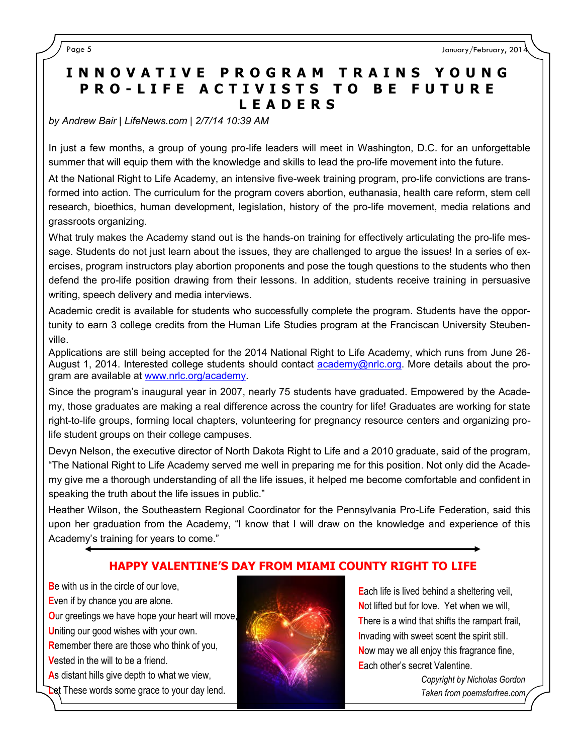# INNOVATIVE PROGRAM TRAINS YOUNG PRO-LIFE ACTIVISTS TO BE FUTURE LEADERS

*by Andrew Bair | LifeNews.com | 2/7/14 10:39 AM*

In just a few months, a group of young pro-life leaders will meet in Washington, D.C. for an unforgettable summer that will equip them with the knowledge and skills to lead the pro-life movement into the future.

At the National Right to Life Academy, an intensive five-week training program, pro-life convictions are transformed into action. The curriculum for the program covers abortion, euthanasia, health care reform, stem cell research, bioethics, human development, legislation, history of the pro-life movement, media relations and grassroots organizing.

What truly makes the Academy stand out is the hands-on training for effectively articulating the pro-life message. Students do not just learn about the issues, they are challenged to argue the issues! In a series of exercises, program instructors play abortion proponents and pose the tough questions to the students who then defend the pro-life position drawing from their lessons. In addition, students receive training in persuasive writing, speech delivery and media interviews.

Academic credit is available for students who successfully complete the program. Students have the opportunity to earn 3 college credits from the Human Life Studies program at the Franciscan University Steubenville.

Applications are still being accepted for the 2014 National Right to Life Academy, which runs from June 26-August 1, 2014. Interested college students should contact [academy@nrlc.org](mailto:academy@nrlc.org). More details about the program are available at [www.nrlc.org/academy](http://www.nrlc.org/academy).

Since the program's inaugural year in 2007, nearly 75 students have graduated. Empowered by the Academy, those graduates are making a real difference across the country for life! Graduates are working for state right-to-life groups, forming local chapters, volunteering for pregnancy resource centers and organizing pro-life student groups on their college campuses.

Devyn Nelson, the executive director of North Dakota Right to Life and a 2010 graduate, said of the program, "The National Right to Life Academy served me well in preparing me for this position. Not only did the Academy give me a thorough understanding of all the life issues, it helped me become comfortable and confident in speaking the truth about the life issues in public."

Heather Wilson, the Southeastern Regional Coordinator for the Pennsylvania Pro-Life Federation, said this upon her graduation from the Academy, "I know that I will draw on the knowledge and experience of this Academy's training for years to come."

## HAPPY VALENTINE'S DAY FROM MIAMI COUNTY RIGHT TO LIFE

**B**e with us in the circle of our love,
**E**ven if by chance you are alone.
**O**ur greetings we have hope your heart will move,
**U**niting our good wishes with your own.
**R**emember there are those who think of you,
**V**ested in the will to be a friend.
**A**s distant hills give depth to what we view,
**L**et These words some grace to your day lend.

**E**ach life is lived behind a sheltering veil,
**N**ot lifted but for love. Yet when we will,
**T**here is a wind that shifts the rampart frail,
**I**nvading with sweet scent the spirit still.
**N**ow may we all enjoy this fragrance fine,
**E**ach other's secret Valentine.

*Copyright by Nicholas Gordon*
*Taken from poemsforfree.com*